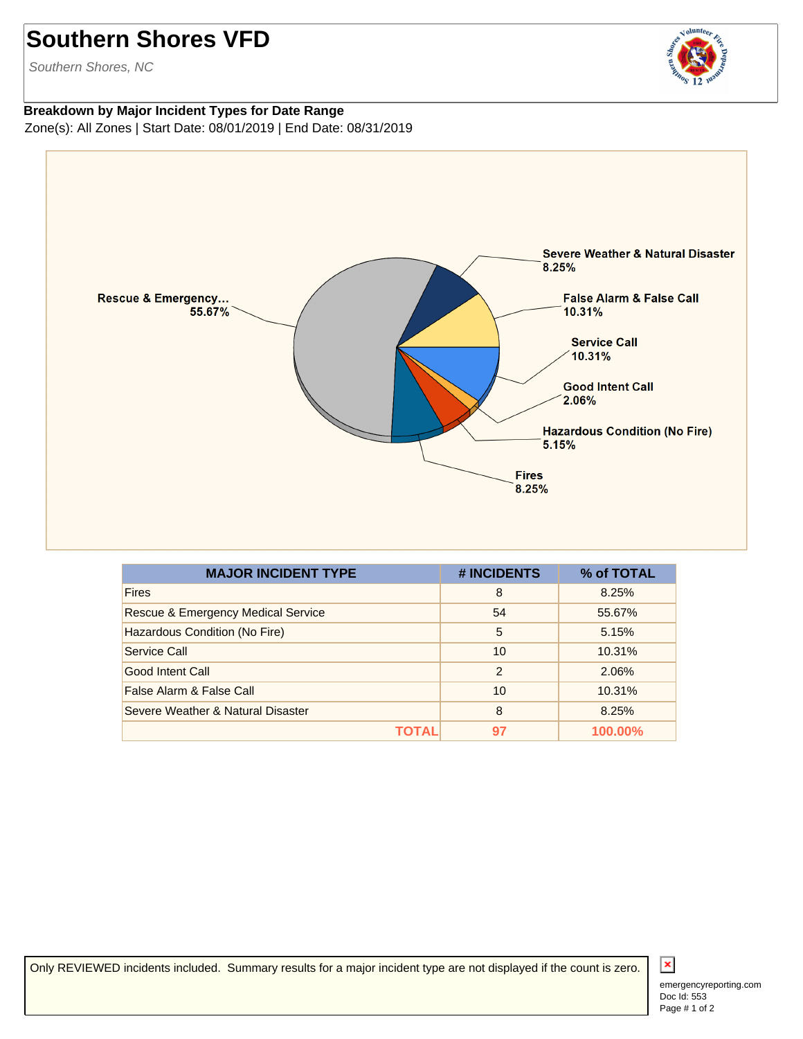# Southern Shores VFD

*Southern Shores, NC*

**Breakdown by Major Incident Types for Date Range**

Zone(s): All Zones | Start Date: 08/01/2019 | End Date: 08/31/2019

| MAJOR INCIDENT TYPE | # INCIDENTS | % of TOTAL |
|---|---|---|
| Fires | 8 | 8.25% |
| Rescue & Emergency Medical Service | 54 | 55.67% |
| Hazardous Condition (No Fire) | 5 | 5.15% |
| Service Call | 10 | 10.31% |
| Good Intent Call | 2 | 2.06% |
| False Alarm & False Call | 10 | 10.31% |
| Severe Weather & Natural Disaster | 8 | 8.25% |
| **TOTAL** | **97** | **100.00%** |

Only REVIEWED incidents included. Summary results for a major incident type are not displayed if the count is zero.

emergencyreporting.com
Doc Id: 553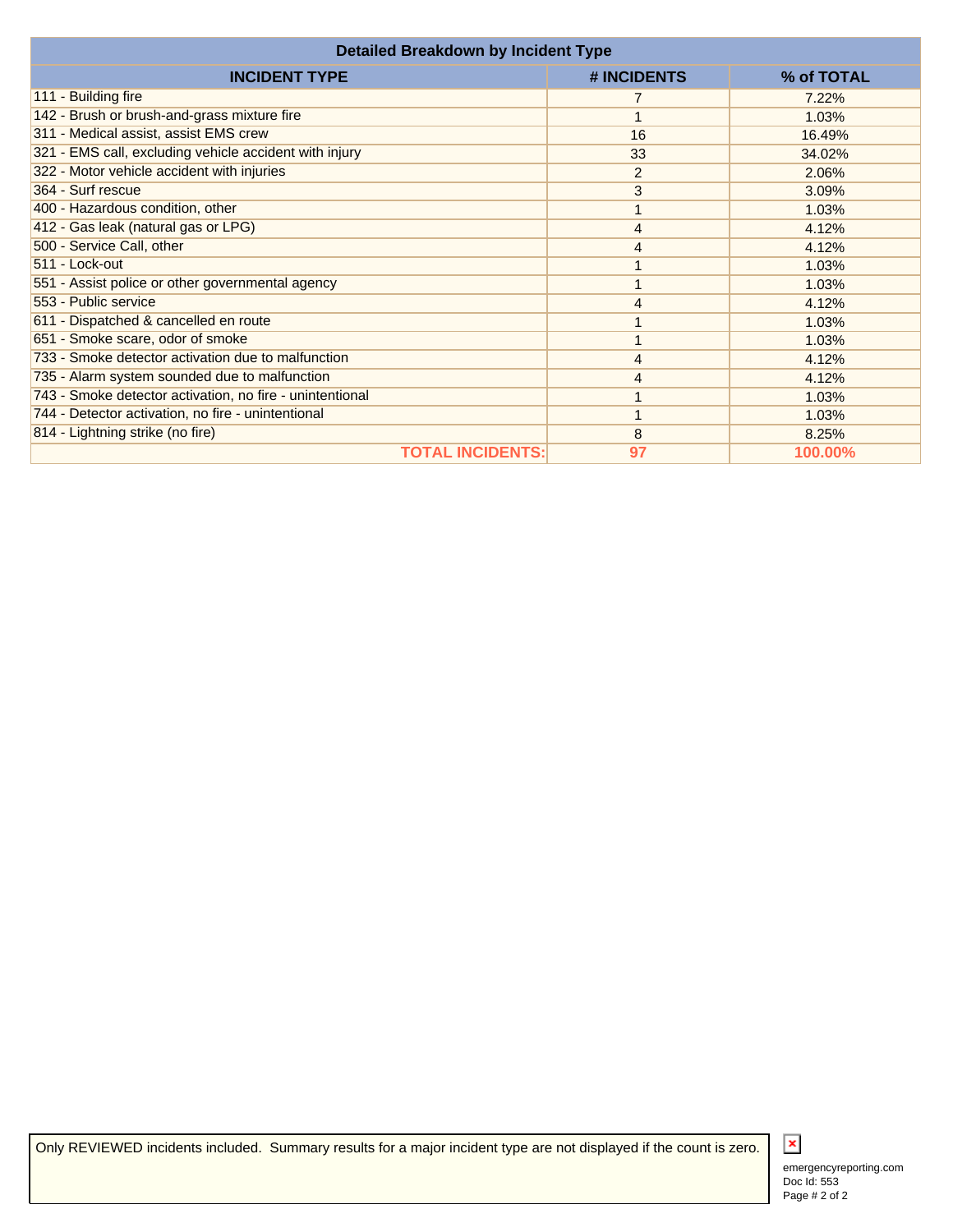| Detailed Breakdown by Incident Type | | |
|---|---|---|
| **INCIDENT TYPE** | **# INCIDENTS** | **% of TOTAL** |
| 111 - Building fire | 7 | 7.22% |
| 142 - Brush or brush-and-grass mixture fire | 1 | 1.03% |
| 311 - Medical assist, assist EMS crew | 16 | 16.49% |
| 321 - EMS call, excluding vehicle accident with injury | 33 | 34.02% |
| 322 - Motor vehicle accident with injuries | 2 | 2.06% |
| 364 - Surf rescue | 3 | 3.09% |
| 400 - Hazardous condition, other | 1 | 1.03% |
| 412 - Gas leak (natural gas or LPG) | 4 | 4.12% |
| 500 - Service Call, other | 4 | 4.12% |
| 511 - Lock-out | 1 | 1.03% |
| 551 - Assist police or other governmental agency | 1 | 1.03% |
| 553 - Public service | 4 | 4.12% |
| 611 - Dispatched & cancelled en route | 1 | 1.03% |
| 651 - Smoke scare, odor of smoke | 1 | 1.03% |
| 733 - Smoke detector activation due to malfunction | 4 | 4.12% |
| 735 - Alarm system sounded due to malfunction | 4 | 4.12% |
| 743 - Smoke detector activation, no fire - unintentional | 1 | 1.03% |
| 744 - Detector activation, no fire - unintentional | 1 | 1.03% |
| 814 - Lightning strike (no fire) | 8 | 8.25% |
| **TOTAL INCIDENTS:** | **97** | **100.00%** |

Only REVIEWED incidents included. Summary results for a major incident type are not displayed if the count is zero.

emergencyreporting.com
Doc Id: 553